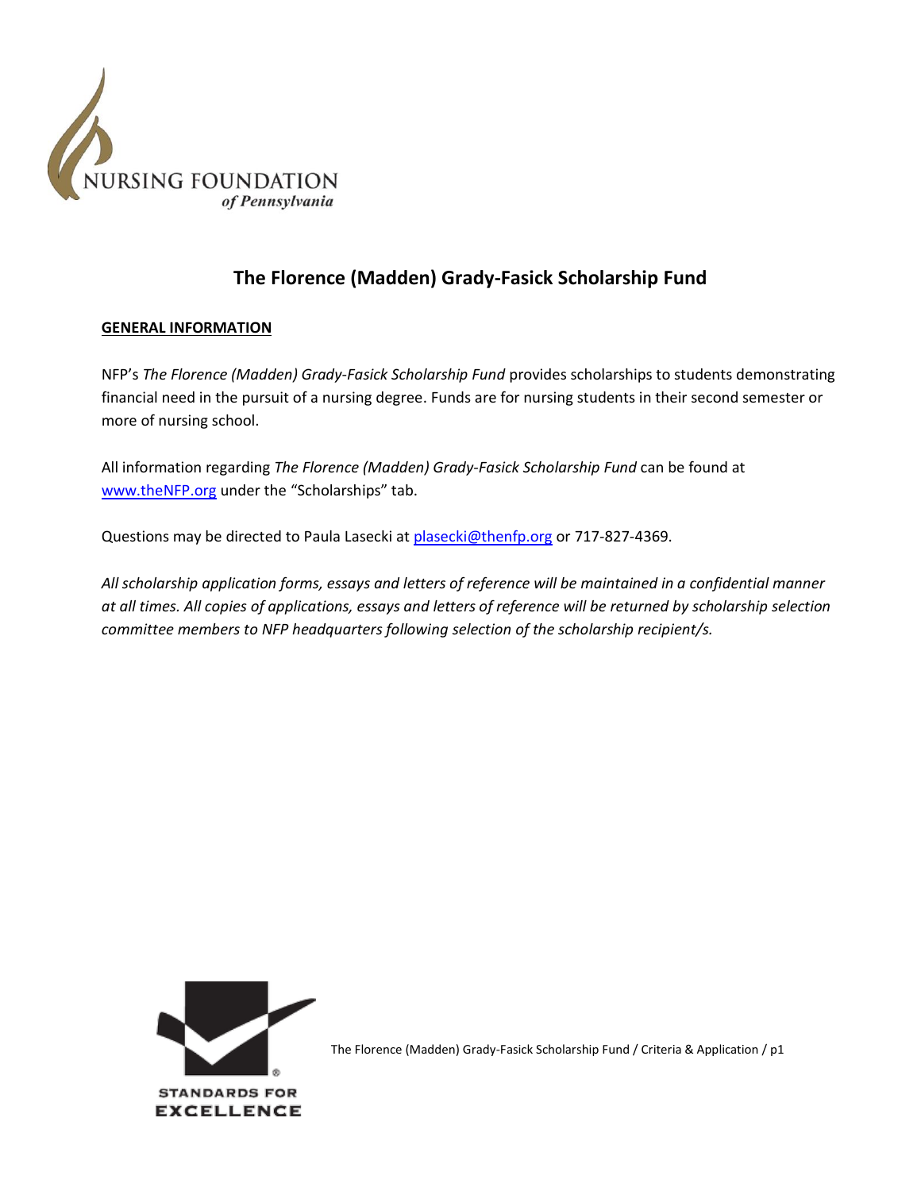NURSING FOUNDATION *of Pennsylvania*

# The Florence (Madden) Grady-Fasick Scholarship Fund

**GENERAL INFORMATION**

NFP's *The Florence (Madden) Grady-Fasick Scholarship Fund* provides scholarships to students demonstrating financial need in the pursuit of a nursing degree. Funds are for nursing students in their second semester or more of nursing school.

All information regarding *The Florence (Madden) Grady-Fasick Scholarship Fund* can be found at www.theNFP.org under the "Scholarships" tab.

Questions may be directed to Paula Lasecki at plasecki@thenfp.org or 717-827-4369.

*All scholarship application forms, essays and letters of reference will be maintained in a confidential manner at all times. All copies of applications, essays and letters of reference will be returned by scholarship selection committee members to NFP headquarters following selection of the scholarship recipient/s.*

STANDARDS FOR EXCELLENCE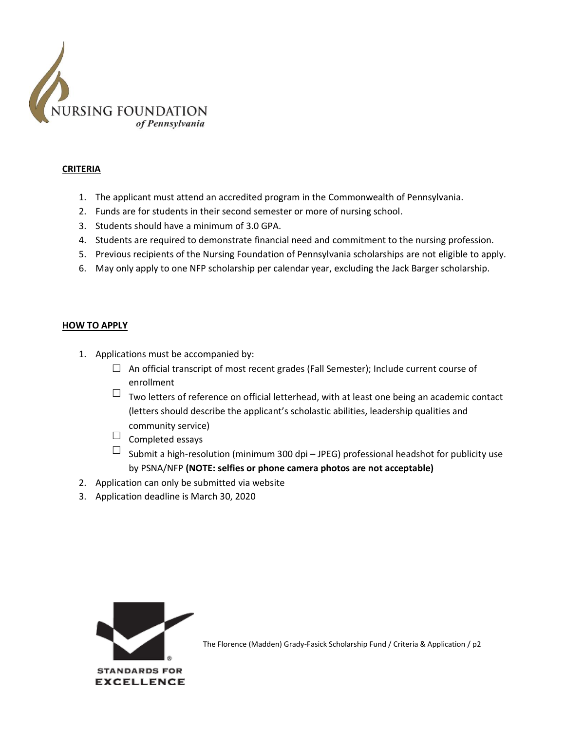NURSING FOUNDATION
*of Pennsylvania*

## CRITERIA

1. The applicant must attend an accredited program in the Commonwealth of Pennsylvania.
2. Funds are for students in their second semester or more of nursing school.
3. Students should have a minimum of 3.0 GPA.
4. Students are required to demonstrate financial need and commitment to the nursing profession.
5. Previous recipients of the Nursing Foundation of Pennsylvania scholarships are not eligible to apply.
6. May only apply to one NFP scholarship per calendar year, excluding the Jack Barger scholarship.

## HOW TO APPLY

1. Applications must be accompanied by:
   - ☐ An official transcript of most recent grades (Fall Semester); Include current course of enrollment
   - ☐ Two letters of reference on official letterhead, with at least one being an academic contact (letters should describe the applicant's scholastic abilities, leadership qualities and community service)
   - ☐ Completed essays
   - ☐ Submit a high-resolution (minimum 300 dpi – JPEG) professional headshot for publicity use by PSNA/NFP **(NOTE: selfies or phone camera photos are not acceptable)**
2. Application can only be submitted via website
3. Application deadline is March 30, 2020

STANDARDS FOR EXCELLENCE

The Florence (Madden) Grady-Fasick Scholarship Fund / Criteria & Application / p2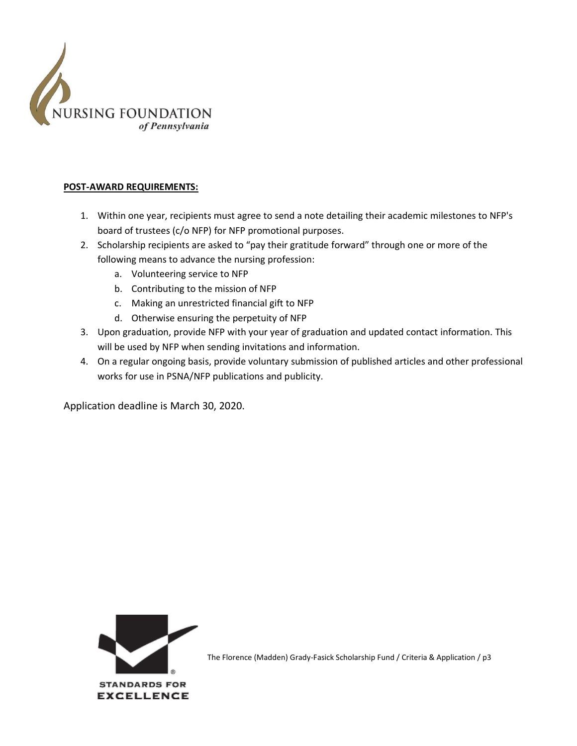**POST-AWARD REQUIREMENTS:**

1. Within one year, recipients must agree to send a note detailing their academic milestones to NFP's board of trustees (c/o NFP) for NFP promotional purposes.
2. Scholarship recipients are asked to "pay their gratitude forward" through one or more of the following means to advance the nursing profession:
   a. Volunteering service to NFP
   b. Contributing to the mission of NFP
   c. Making an unrestricted financial gift to NFP
   d. Otherwise ensuring the perpetuity of NFP
3. Upon graduation, provide NFP with your year of graduation and updated contact information. This will be used by NFP when sending invitations and information.
4. On a regular ongoing basis, provide voluntary submission of published articles and other professional works for use in PSNA/NFP publications and publicity.

Application deadline is March 30, 2020.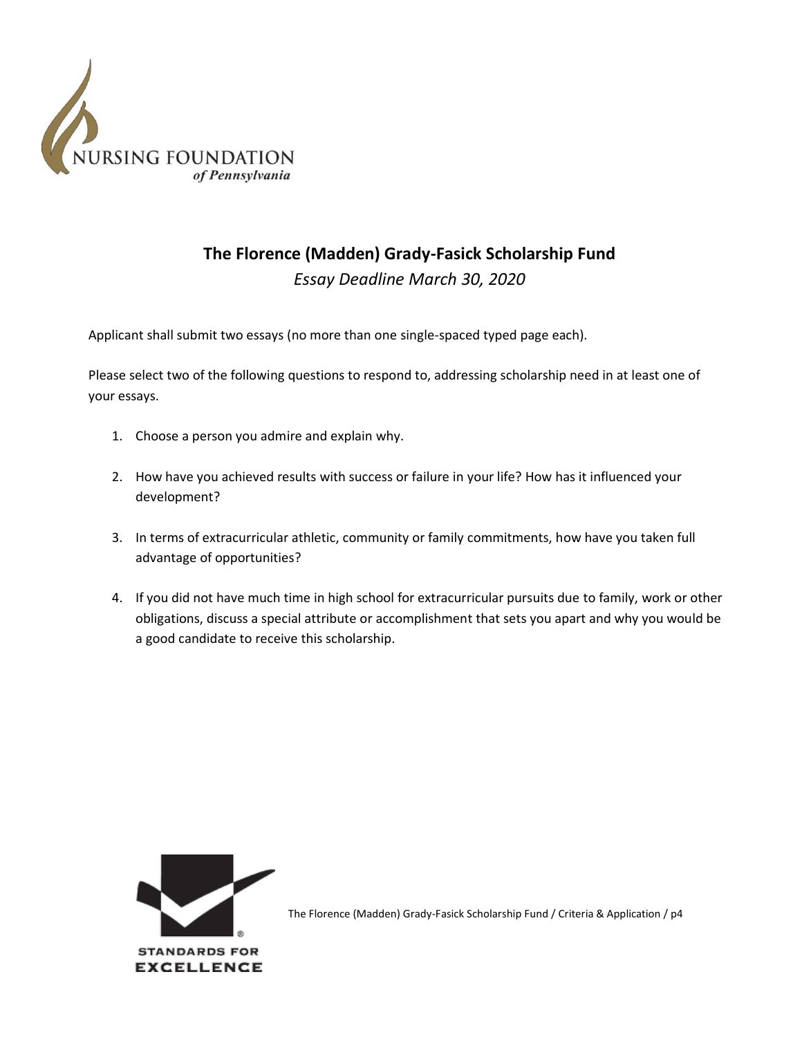NURSING FOUNDATION
*of Pennsylvania*

## The Florence (Madden) Grady-Fasick Scholarship Fund

*Essay Deadline March 30, 2020*

Applicant shall submit two essays (no more than one single-spaced typed page each).

Please select two of the following questions to respond to, addressing scholarship need in at least one of your essays.

1. Choose a person you admire and explain why.
2. How have you achieved results with success or failure in your life? How has it influenced your development?
3. In terms of extracurricular athletic, community or family commitments, how have you taken full advantage of opportunities?
4. If you did not have much time in high school for extracurricular pursuits due to family, work or other obligations, discuss a special attribute or accomplishment that sets you apart and why you would be a good candidate to receive this scholarship.

STANDARDS FOR EXCELLENCE